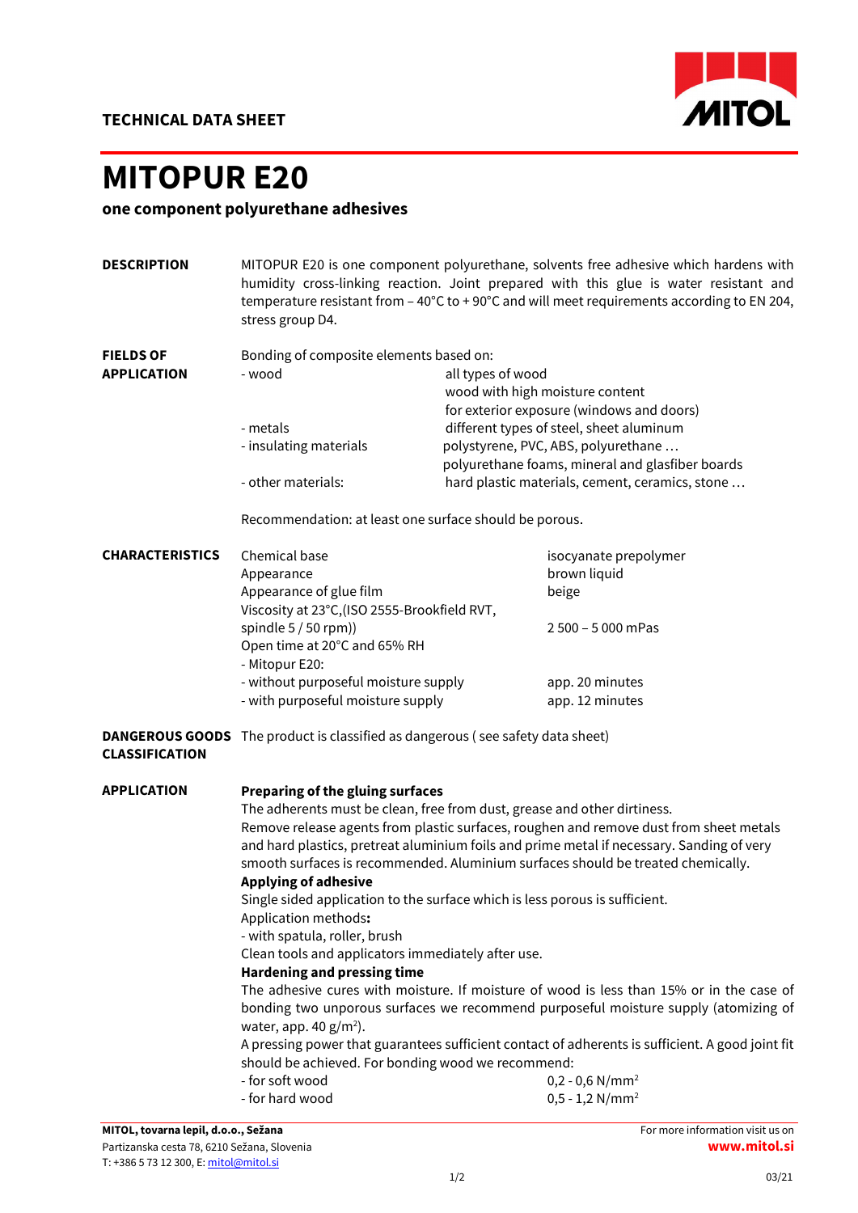TECHNICAL DATA SHEET

# MITOPUR E20

**one component polyurethane adhesives**

**DESCRIPTION**

MITOPUR E20 is one component polyurethane, solvents free adhesive which hardens with humidity cross-linking reaction. Joint prepared with this glue is water resistant and temperature resistant from – 40°C to + 90°C and will meet requirements according to EN 204, stress group D4.

**FIELDS OF APPLICATION**

Bonding of composite elements based on:

| | |
|---|---|
| - wood | all types of wood<br>wood with high moisture content<br>for exterior exposure (windows and doors) |
| - metals | different types of steel, sheet aluminum |
| - insulating materials | polystyrene, PVC, ABS, polyurethane …<br>polyurethane foams, mineral and glasfiber boards |
| - other materials: | hard plastic materials, cement, ceramics, stone … |

Recommendation: at least one surface should be porous.

**CHARACTERISTICS**

| | |
|---|---|
| Chemical base | isocyanate prepolymer |
| Appearance | brown liquid |
| Appearance of glue film | beige |
| Viscosity at 23°C,(ISO 2555-Brookfield RVT, spindle 5 / 50 rpm)) | 2 500 – 5 000 mPas |
| Open time at 20°C and 65% RH | |
| - Mitopur E20: | |
| - without purposeful moisture supply | app. 20 minutes |
| - with purposeful moisture supply | app. 12 minutes |

**DANGEROUS GOODS CLASSIFICATION**

The product is classified as dangerous ( see safety data sheet)

**APPLICATION**

**Preparing of the gluing surfaces**

The adherents must be clean, free from dust, grease and other dirtiness.
Remove release agents from plastic surfaces, roughen and remove dust from sheet metals and hard plastics, pretreat aluminium foils and prime metal if necessary. Sanding of very smooth surfaces is recommended. Aluminium surfaces should be treated chemically.

**Applying of adhesive**

Single sided application to the surface which is less porous is sufficient.
Application methods**:**
- with spatula, roller, brush

Clean tools and applicators immediately after use.

**Hardening and pressing time**

The adhesive cures with moisture. If moisture of wood is less than 15% or in the case of bonding two unporous surfaces we recommend purposeful moisture supply (atomizing of water, app. 40 g/m²).
A pressing power that guarantees sufficient contact of adherents is sufficient. A good joint fit should be achieved. For bonding wood we recommend:

| | |
|---|---|
| - for soft wood | 0,2 - 0,6 N/mm² |
| - for hard wood | 0,5 - 1,2 N/mm² |

**MITOL, tovarna lepil, d.o.o., Sežana**
Partizanska cesta 78, 6210 Sežana, Slovenia
T: +386 5 73 12 300, E: mitol@mitol.si

For more information visit us on **www.mitol.si**

03/21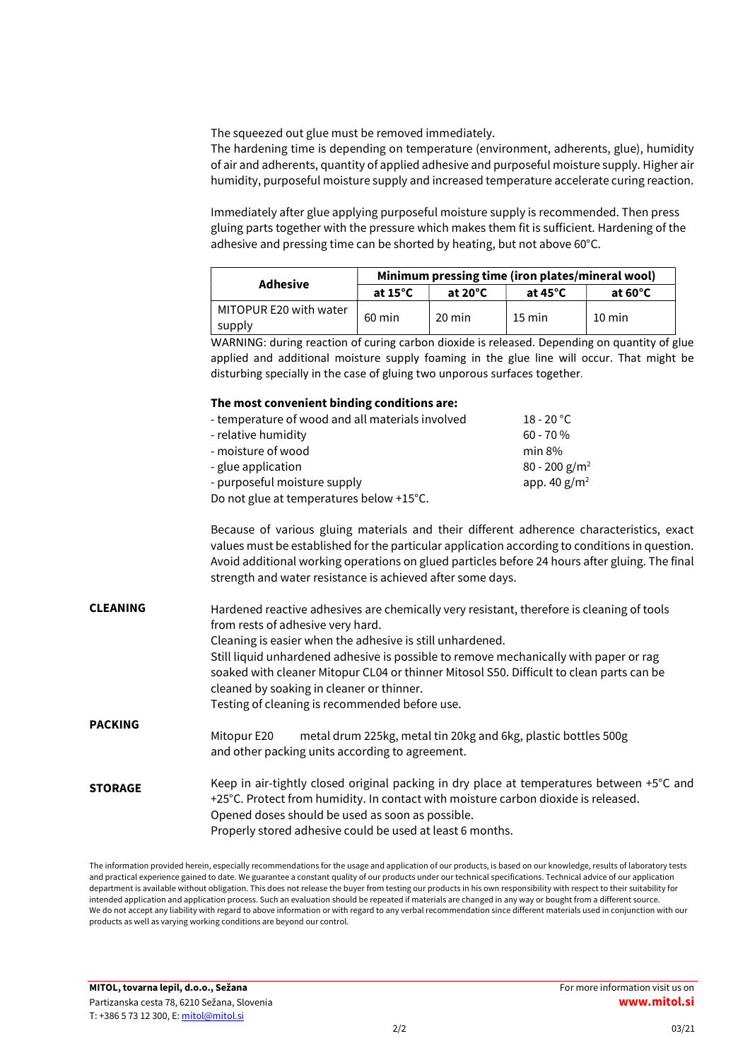The squeezed out glue must be removed immediately.
The hardening time is depending on temperature (environment, adherents, glue), humidity of air and adherents, quantity of applied adhesive and purposeful moisture supply. Higher air humidity, purposeful moisture supply and increased temperature accelerate curing reaction.

Immediately after glue applying purposeful moisture supply is recommended. Then press gluing parts together with the pressure which makes them fit is sufficient. Hardening of the adhesive and pressing time can be shorted by heating, but not above 60°C.

| Adhesive | Minimum pressing time (iron plates/mineral wool) | | | |
|---|---|---|---|---|
| | at 15°C | at 20°C | at 45°C | at 60°C |
| MITOPUR E20 with water supply | 60 min | 20 min | 15 min | 10 min |

WARNING: during reaction of curing carbon dioxide is released. Depending on quantity of glue applied and additional moisture supply foaming in the glue line will occur. That might be disturbing specially in the case of gluing two unporous surfaces together.

**The most convenient binding conditions are:**

| | |
|---|---|
| - temperature of wood and all materials involved | 18 - 20 °C |
| - relative humidity | 60 - 70 % |
| - moisture of wood | min 8% |
| - glue application | 80 - 200 g/m$^2$ |
| - purposeful moisture supply | app. 40 g/m$^2$ |

Do not glue at temperatures below +15°C.

Because of various gluing materials and their different adherence characteristics, exact values must be established for the particular application according to conditions in question. Avoid additional working operations on glued particles before 24 hours after gluing. The final strength and water resistance is achieved after some days.

## CLEANING

Hardened reactive adhesives are chemically very resistant, therefore is cleaning of tools from rests of adhesive very hard.
Cleaning is easier when the adhesive is still unhardened.
Still liquid unhardened adhesive is possible to remove mechanically with paper or rag soaked with cleaner Mitopur CL04 or thinner Mitosol S50. Difficult to clean parts can be cleaned by soaking in cleaner or thinner.
Testing of cleaning is recommended before use.

## PACKING

Mitopur E20 metal drum 225kg, metal tin 20kg and 6kg, plastic bottles 500g
and other packing units according to agreement.

## STORAGE

Keep in air-tightly closed original packing in dry place at temperatures between +5°C and +25°C. Protect from humidity. In contact with moisture carbon dioxide is released.
Opened doses should be used as soon as possible.
Properly stored adhesive could be used at least 6 months.

The information provided herein, especially recommendations for the usage and application of our products, is based on our knowledge, results of laboratory tests and practical experience gained to date. We guarantee a constant quality of our products under our technical specifications. Technical advice of our application department is available without obligation. This does not release the buyer from testing our products in his own responsibility with respect to their suitability for intended application and application process. Such an evaluation should be repeated if materials are changed in any way or bought from a different source.
We do not accept any liability with regard to above information or with regard to any verbal recommendation since different materials used in conjunction with our products as well as varying working conditions are beyond our control.

**MITOL, tovarna lepil, d.o.o., Sežana**
Partizanska cesta 78, 6210 Sežana, Slovenia
T: +386 5 73 12 300, E: mitol@mitol.si

For more information visit us on **www.mitol.si**

03/21